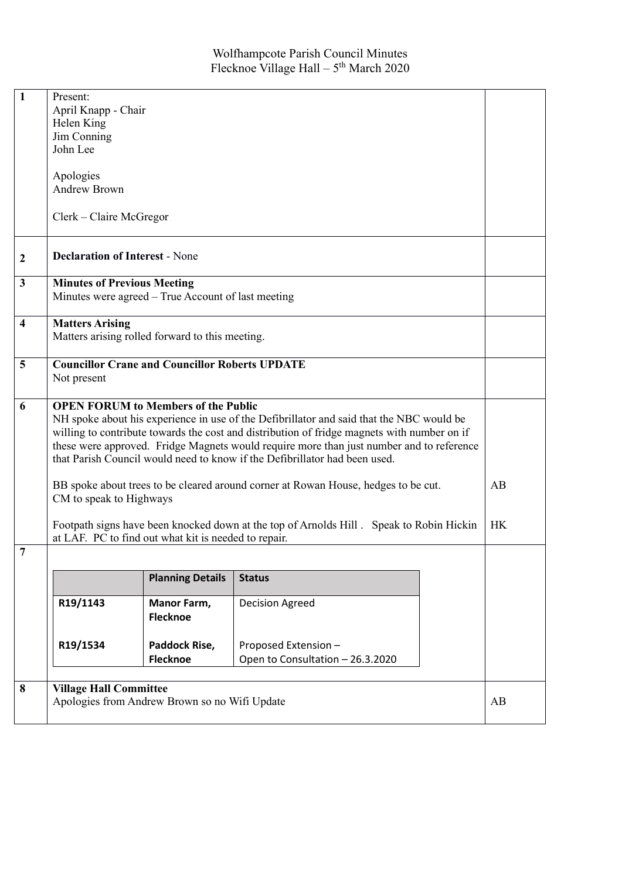# Wolfhampcote Parish Council Minutes
## Flecknoe Village Hall – 5th March 2020

| | | |
|---|---|---|
| 1 | Present:<br>April Knapp - Chair<br>Helen King<br>Jim Conning<br>John Lee<br><br>Apologies<br>Andrew Brown<br><br>Clerk – Claire McGregor | |
| 2 | **Declaration of Interest** - None | |
| 3 | **Minutes of Previous Meeting**<br>Minutes were agreed – True Account of last meeting | |
| 4 | **Matters Arising**<br>Matters arising rolled forward to this meeting. | |
| 5 | **Councillor Crane and Councillor Roberts UPDATE**<br>Not present | |
| 6 | **OPEN FORUM to Members of the Public**<br>NH spoke about his experience in use of the Defibrillator and said that the NBC would be willing to contribute towards the cost and distribution of fridge magnets with number on if these were approved. Fridge Magnets would require more than just number and to reference that Parish Council would need to know if the Defibrillator had been used.<br><br>BB spoke about trees to be cleared around corner at Rowan House, hedges to be cut. CM to speak to Highways<br><br>Footpath signs have been knocked down at the top of Arnolds Hill . Speak to Robin Hickin at LAF. PC to find out what kit is needed to repair. | <br><br><br><br><br><br>AB<br><br><br>HK |
| 7 | (see planning table below) | |
| 8 | **Village Hall Committee**<br>Apologies from Andrew Brown so no Wifi Update | AB |

| | Planning Details | Status |
|---|---|---|
| R19/1143 | Manor Farm, Flecknoe | Decision Agreed |
| R19/1534 | Paddock Rise, Flecknoe | Proposed Extension – Open to Consultation – 26.3.2020 |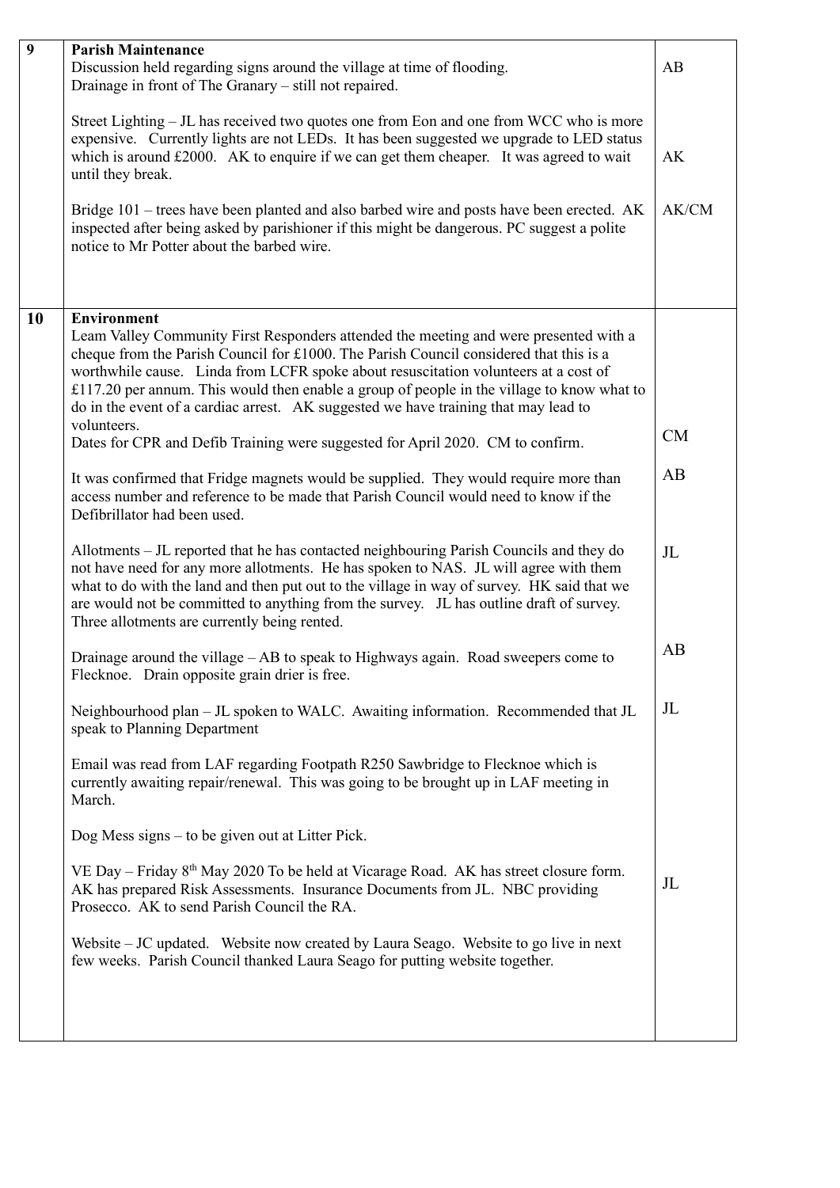| | | |
|---|---|---|
| **9** | **Parish Maintenance**<br>Discussion held regarding signs around the village at time of flooding.<br>Drainage in front of The Granary – still not repaired.<br><br>Street Lighting – JL has received two quotes one from Eon and one from WCC who is more expensive. Currently lights are not LEDs. It has been suggested we upgrade to LED status which is around £2000. AK to enquire if we can get them cheaper. It was agreed to wait until they break.<br><br>Bridge 101 – trees have been planted and also barbed wire and posts have been erected. AK inspected after being asked by parishioner if this might be dangerous. PC suggest a polite notice to Mr Potter about the barbed wire. | AB<br><br><br><br>AK<br><br><br>AK/CM |
| **10** | **Environment**<br>Leam Valley Community First Responders attended the meeting and were presented with a cheque from the Parish Council for £1000. The Parish Council considered that this is a worthwhile cause. Linda from LCFR spoke about resuscitation volunteers at a cost of £117.20 per annum. This would then enable a group of people in the village to know what to do in the event of a cardiac arrest. AK suggested we have training that may lead to volunteers.<br>Dates for CPR and Defib Training were suggested for April 2020. CM to confirm.<br><br>It was confirmed that Fridge magnets would be supplied. They would require more than access number and reference to be made that Parish Council would need to know if the Defibrillator had been used.<br><br>Allotments – JL reported that he has contacted neighbouring Parish Councils and they do not have need for any more allotments. He has spoken to NAS. JL will agree with them what to do with the land and then put out to the village in way of survey. HK said that we are would not be committed to anything from the survey. JL has outline draft of survey. Three allotments are currently being rented.<br><br>Drainage around the village – AB to speak to Highways again. Road sweepers come to Flecknoe. Drain opposite grain drier is free.<br><br>Neighbourhood plan – JL spoken to WALC. Awaiting information. Recommended that JL speak to Planning Department<br><br>Email was read from LAF regarding Footpath R250 Sawbridge to Flecknoe which is currently awaiting repair/renewal. This was going to be brought up in LAF meeting in March.<br><br>Dog Mess signs – to be given out at Litter Pick.<br><br>VE Day – Friday 8th May 2020 To be held at Vicarage Road. AK has street closure form. AK has prepared Risk Assessments. Insurance Documents from JL. NBC providing Prosecco. AK to send Parish Council the RA.<br><br>Website – JC updated. Website now created by Laura Seago. Website to go live in next few weeks. Parish Council thanked Laura Seago for putting website together. | <br><br><br><br><br><br><br>CM<br><br>AB<br><br><br>JL<br><br><br><br><br>AB<br><br>JL<br><br><br><br><br><br><br>JL |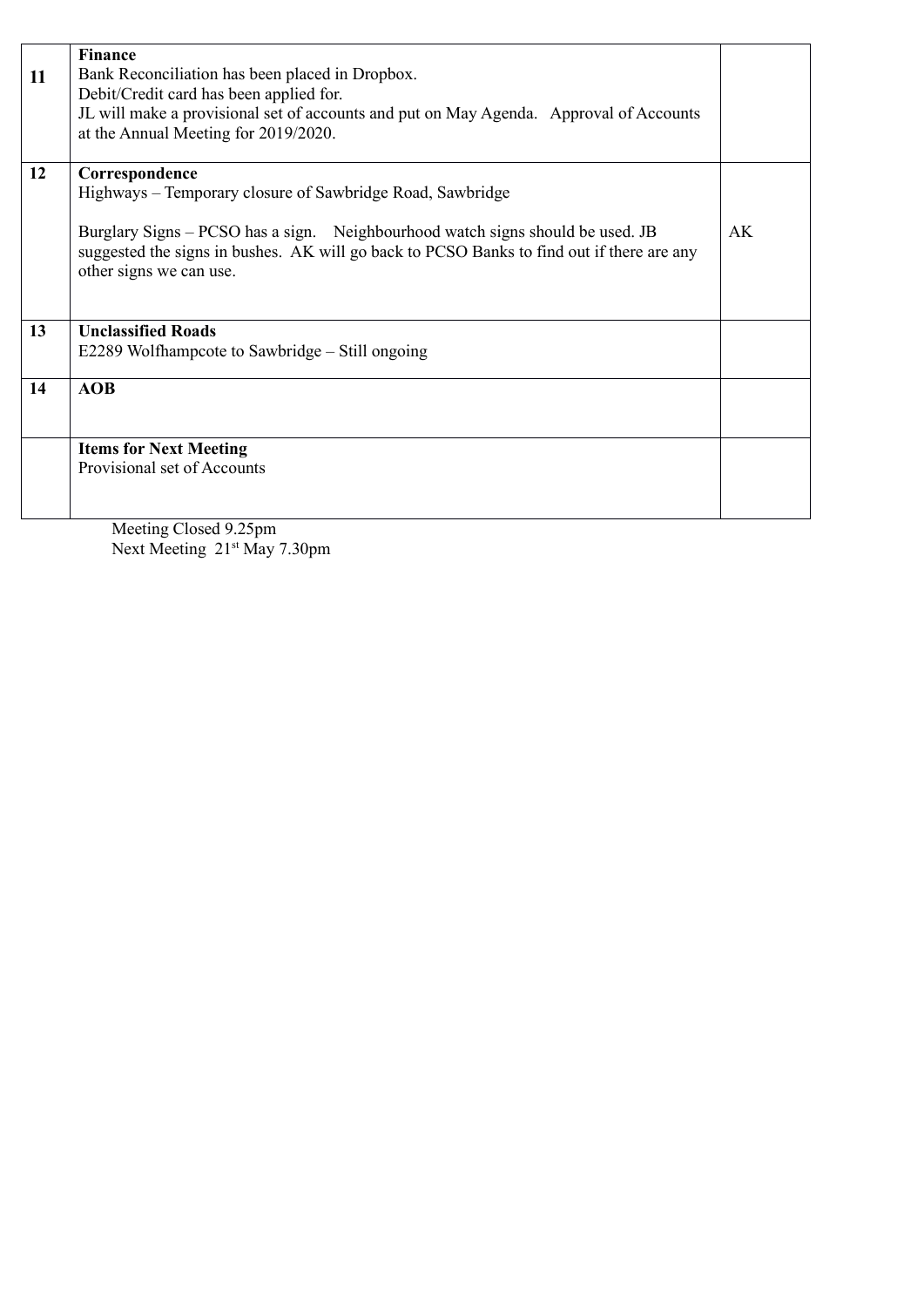| | | |
|---|---|---|
| **11** | **Finance**<br>Bank Reconciliation has been placed in Dropbox.<br>Debit/Credit card has been applied for.<br>JL will make a provisional set of accounts and put on May Agenda. Approval of Accounts at the Annual Meeting for 2019/2020. | |
| **12** | **Correspondence**<br>Highways – Temporary closure of Sawbridge Road, Sawbridge<br><br>Burglary Signs – PCSO has a sign. Neighbourhood watch signs should be used. JB suggested the signs in bushes. AK will go back to PCSO Banks to find out if there are any other signs we can use. | AK |
| **13** | **Unclassified Roads**<br>E2289 Wolfhampcote to Sawbridge – Still ongoing | |
| **14** | **AOB** | |
| | **Items for Next Meeting**<br>Provisional set of Accounts | |

Meeting Closed 9.25pm
Next Meeting 21st May 7.30pm